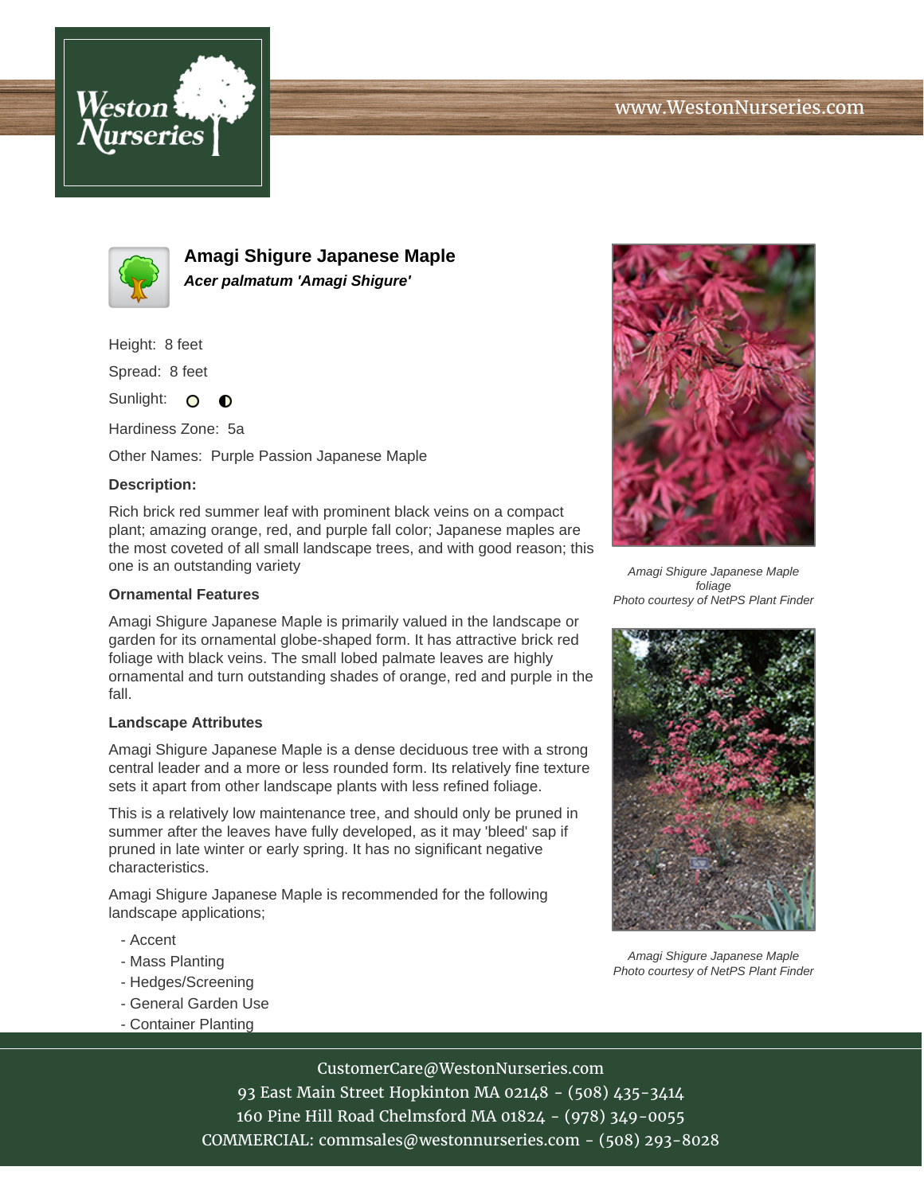# Amagi Shigure Japanese Maple

***Acer palmatum 'Amagi Shigure'***

Height: 8 feet

Spread: 8 feet

Sunlight:

Hardiness Zone: 5a

Other Names: Purple Passion Japanese Maple

**Description:**

Rich brick red summer leaf with prominent black veins on a compact plant; amazing orange, red, and purple fall color; Japanese maples are the most coveted of all small landscape trees, and with good reason; this one is an outstanding variety

### Ornamental Features

Amagi Shigure Japanese Maple is primarily valued in the landscape or garden for its ornamental globe-shaped form. It has attractive brick red foliage with black veins. The small lobed palmate leaves are highly ornamental and turn outstanding shades of orange, red and purple in the fall.

### Landscape Attributes

Amagi Shigure Japanese Maple is a dense deciduous tree with a strong central leader and a more or less rounded form. Its relatively fine texture sets it apart from other landscape plants with less refined foliage.

This is a relatively low maintenance tree, and should only be pruned in summer after the leaves have fully developed, as it may 'bleed' sap if pruned in late winter or early spring. It has no significant negative characteristics.

Amagi Shigure Japanese Maple is recommended for the following landscape applications;

- Accent
- Mass Planting
- Hedges/Screening
- General Garden Use
- Container Planting

*Amagi Shigure Japanese Maple foliage*
*Photo courtesy of NetPS Plant Finder*

*Amagi Shigure Japanese Maple*
*Photo courtesy of NetPS Plant Finder*

CustomerCare@WestonNurseries.com
93 East Main Street Hopkinton MA 02148 - (508) 435-3414
160 Pine Hill Road Chelmsford MA 01824 - (978) 349-0055
COMMERCIAL: commsales@westonnurseries.com - (508) 293-8028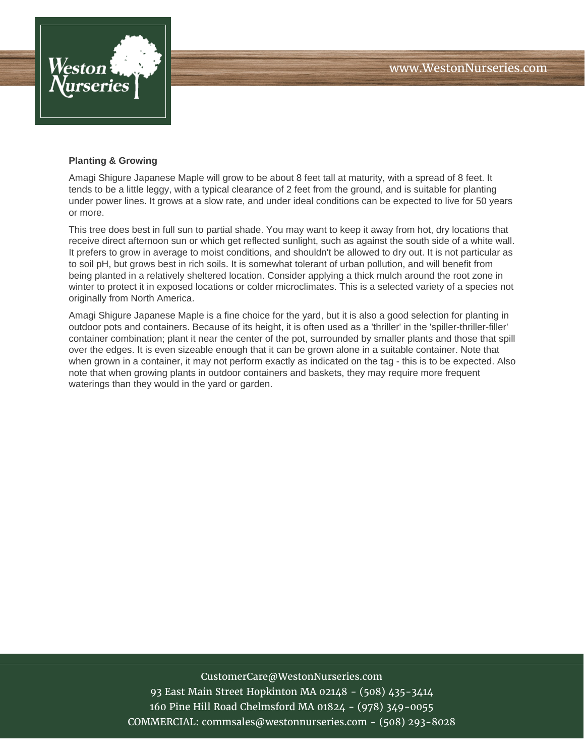**Planting & Growing**

Amagi Shigure Japanese Maple will grow to be about 8 feet tall at maturity, with a spread of 8 feet. It tends to be a little leggy, with a typical clearance of 2 feet from the ground, and is suitable for planting under power lines. It grows at a slow rate, and under ideal conditions can be expected to live for 50 years or more.

This tree does best in full sun to partial shade. You may want to keep it away from hot, dry locations that receive direct afternoon sun or which get reflected sunlight, such as against the south side of a white wall. It prefers to grow in average to moist conditions, and shouldn't be allowed to dry out. It is not particular as to soil pH, but grows best in rich soils. It is somewhat tolerant of urban pollution, and will benefit from being planted in a relatively sheltered location. Consider applying a thick mulch around the root zone in winter to protect it in exposed locations or colder microclimates. This is a selected variety of a species not originally from North America.

Amagi Shigure Japanese Maple is a fine choice for the yard, but it is also a good selection for planting in outdoor pots and containers. Because of its height, it is often used as a 'thriller' in the 'spiller-thriller-filler' container combination; plant it near the center of the pot, surrounded by smaller plants and those that spill over the edges. It is even sizeable enough that it can be grown alone in a suitable container. Note that when grown in a container, it may not perform exactly as indicated on the tag - this is to be expected. Also note that when growing plants in outdoor containers and baskets, they may require more frequent waterings than they would in the yard or garden.